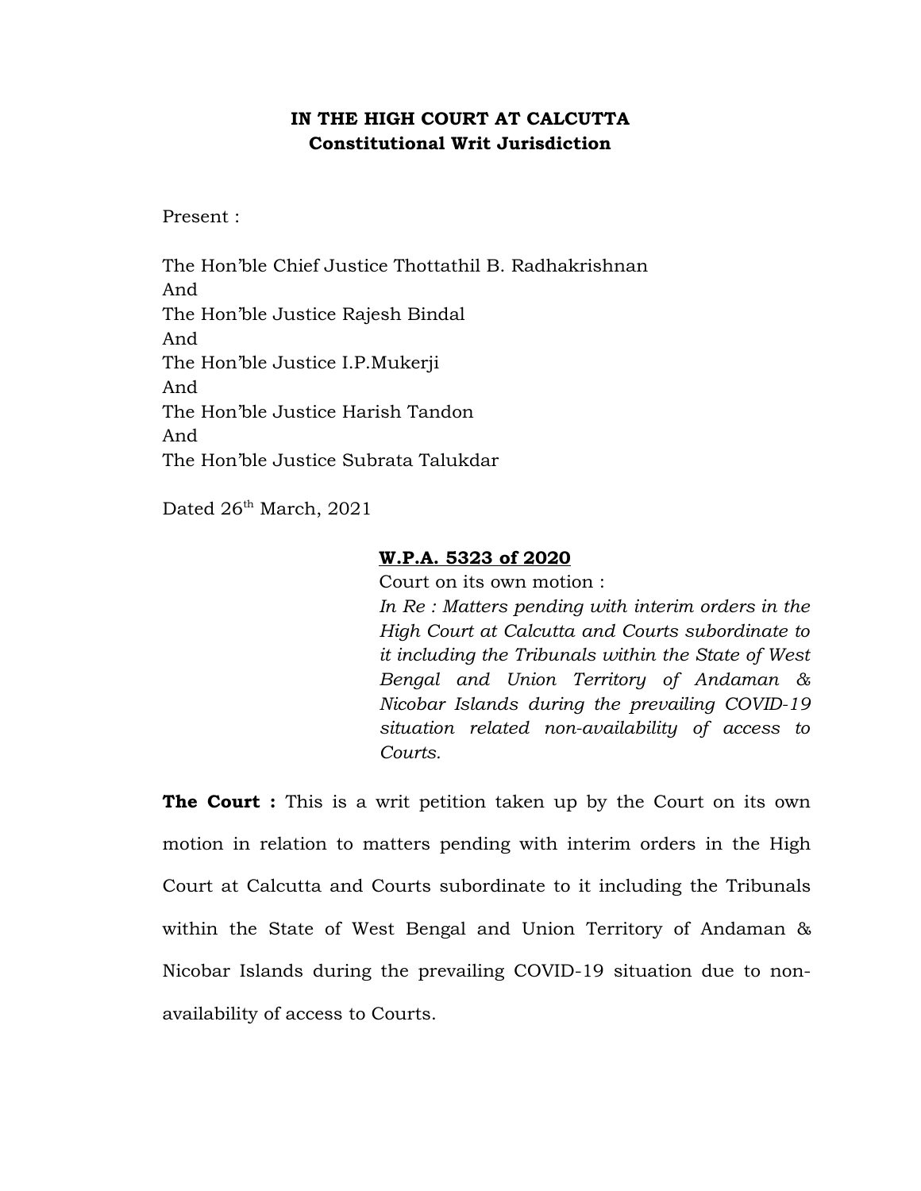**IN THE HIGH COURT AT CALCUTTA**
**Constitutional Writ Jurisdiction**

Present :

The Hon'ble Chief Justice Thottathil B. Radhakrishnan
And
The Hon'ble Justice Rajesh Bindal
And
The Hon'ble Justice I.P.Mukerji
And
The Hon'ble Justice Harish Tandon
And
The Hon'ble Justice Subrata Talukdar

Dated 26th March, 2021

**W.P.A. 5323 of 2020**

Court on its own motion :

*In Re : Matters pending with interim orders in the High Court at Calcutta and Courts subordinate to it including the Tribunals within the State of West Bengal and Union Territory of Andaman & Nicobar Islands during the prevailing COVID-19 situation related non-availability of access to Courts.*

**The Court :** This is a writ petition taken up by the Court on its own motion in relation to matters pending with interim orders in the High Court at Calcutta and Courts subordinate to it including the Tribunals within the State of West Bengal and Union Territory of Andaman & Nicobar Islands during the prevailing COVID-19 situation due to non-availability of access to Courts.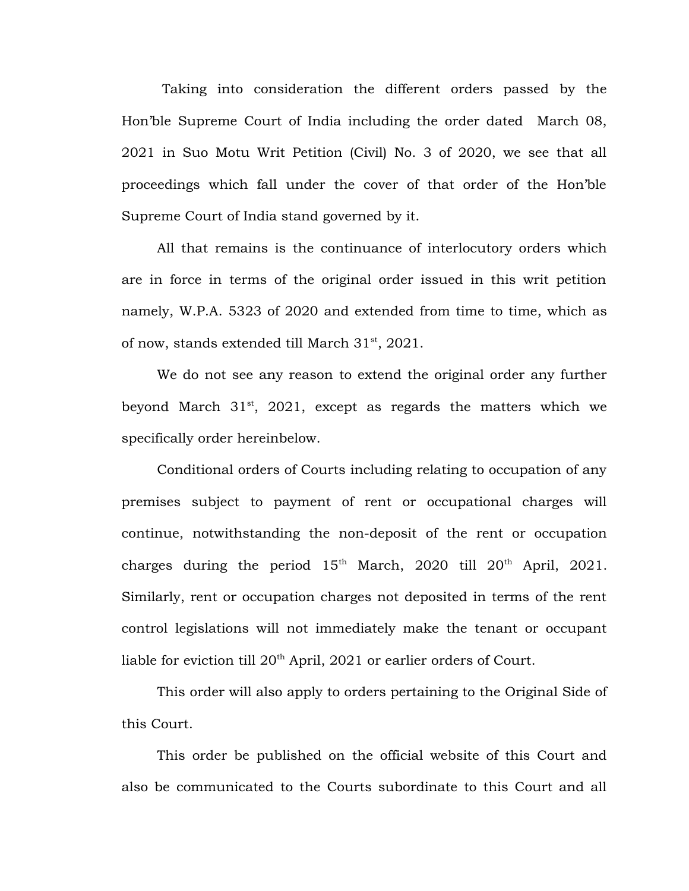Taking into consideration the different orders passed by the Hon'ble Supreme Court of India including the order dated March 08, 2021 in Suo Motu Writ Petition (Civil) No. 3 of 2020, we see that all proceedings which fall under the cover of that order of the Hon'ble Supreme Court of India stand governed by it.

All that remains is the continuance of interlocutory orders which are in force in terms of the original order issued in this writ petition namely, W.P.A. 5323 of 2020 and extended from time to time, which as of now, stands extended till March 31st, 2021.

We do not see any reason to extend the original order any further beyond March 31st, 2021, except as regards the matters which we specifically order hereinbelow.

Conditional orders of Courts including relating to occupation of any premises subject to payment of rent or occupational charges will continue, notwithstanding the non-deposit of the rent or occupation charges during the period 15th March, 2020 till 20th April, 2021. Similarly, rent or occupation charges not deposited in terms of the rent control legislations will not immediately make the tenant or occupant liable for eviction till 20th April, 2021 or earlier orders of Court.

This order will also apply to orders pertaining to the Original Side of this Court.

This order be published on the official website of this Court and also be communicated to the Courts subordinate to this Court and all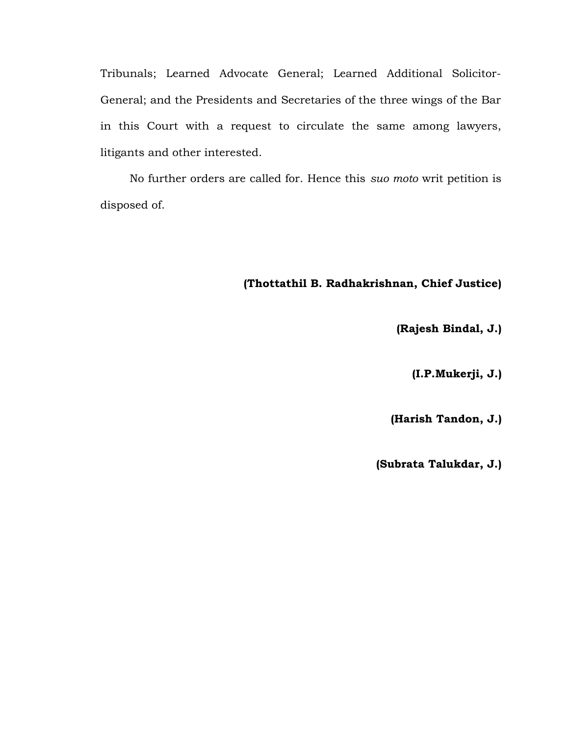Tribunals; Learned Advocate General; Learned Additional Solicitor-General; and the Presidents and Secretaries of the three wings of the Bar in this Court with a request to circulate the same among lawyers, litigants and other interested.

No further orders are called for. Hence this *suo moto* writ petition is disposed of.

**(Thottathil B. Radhakrishnan, Chief Justice)**

**(Rajesh Bindal, J.)**

**(I.P.Mukerji, J.)**

**(Harish Tandon, J.)**

**(Subrata Talukdar, J.)**